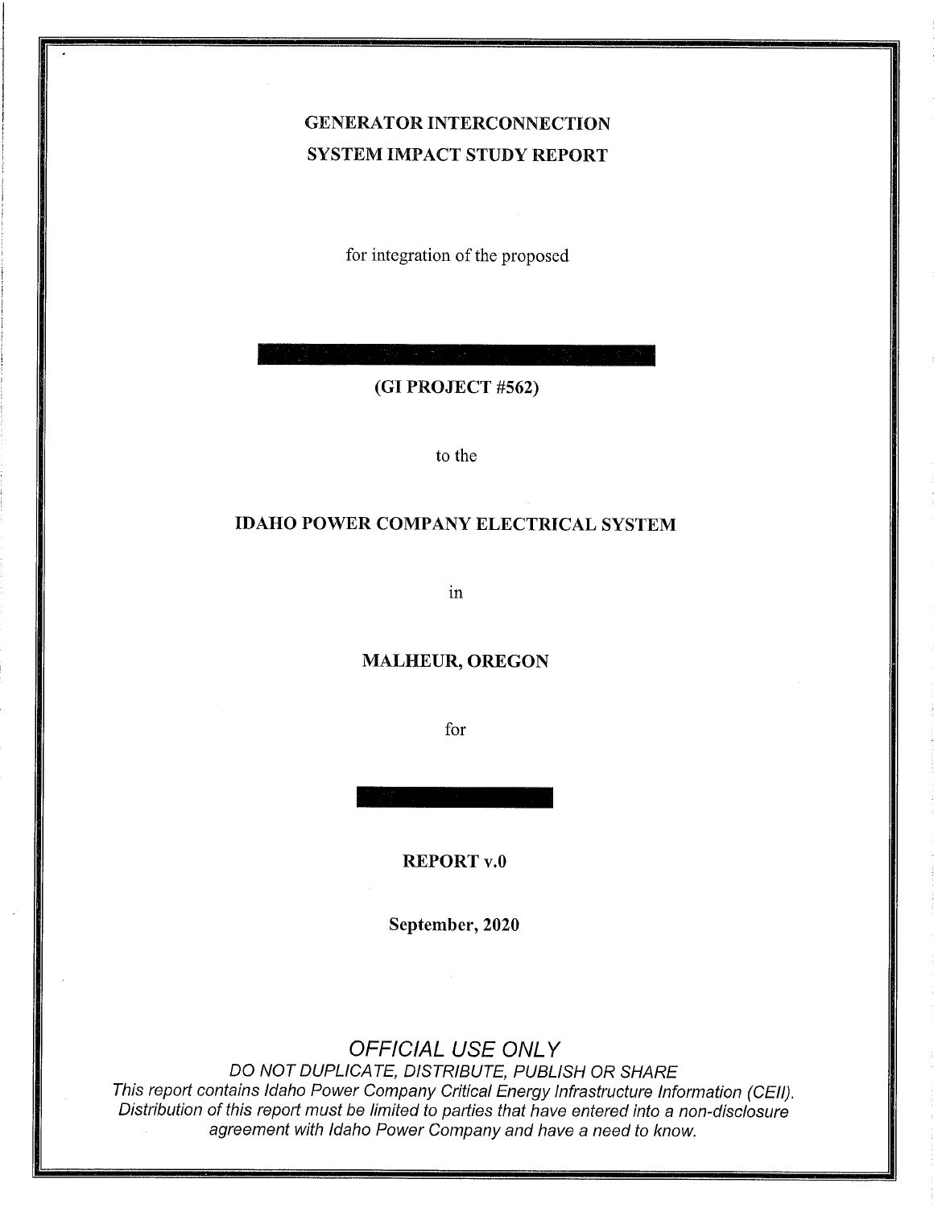# GENERATOR INTERCONNECTION SYSTEM IMPACT STUDY REPORT

for integration of the proposed

█████████████████████

**(GI PROJECT #562)**

to the

**IDAHO POWER COMPANY ELECTRICAL SYSTEM**

in

**MALHEUR, OREGON**

for

██████████

**REPORT v.0**

**September, 2020**

*OFFICIAL USE ONLY*

*DO NOT DUPLICATE, DISTRIBUTE, PUBLISH OR SHARE*

*This report contains Idaho Power Company Critical Energy Infrastructure Information (CEII). Distribution of this report must be limited to parties that have entered into a non-disclosure agreement with Idaho Power Company and have a need to know.*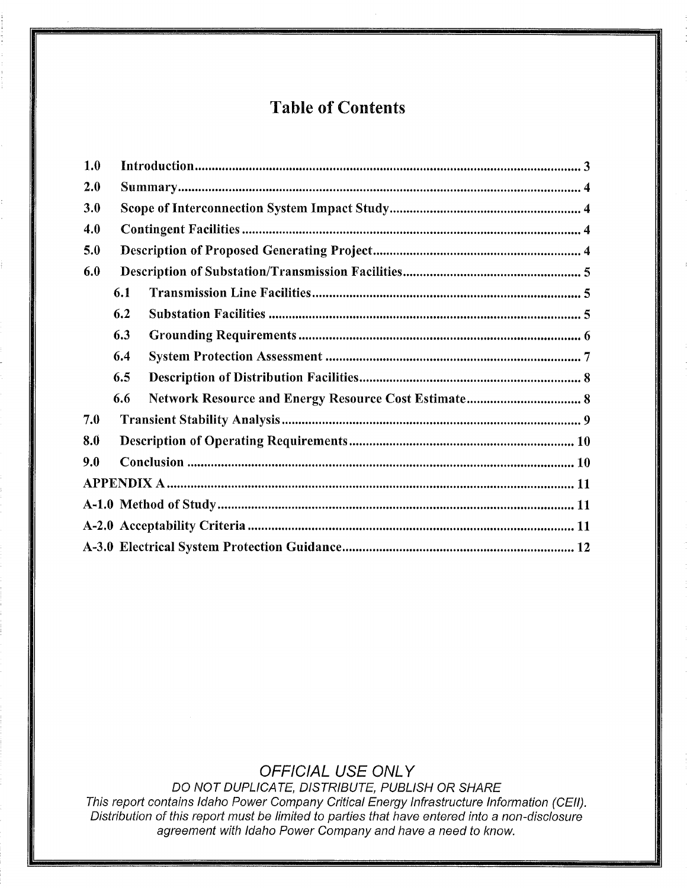# Table of Contents

| | | |
|---|---|---|
| 1.0 | Introduction | 3 |
| 2.0 | Summary | 4 |
| 3.0 | Scope of Interconnection System Impact Study | 4 |
| 4.0 | Contingent Facilities | 4 |
| 5.0 | Description of Proposed Generating Project | 4 |
| 6.0 | Description of Substation/Transmission Facilities | 5 |
| 6.1 | Transmission Line Facilities | 5 |
| 6.2 | Substation Facilities | 5 |
| 6.3 | Grounding Requirements | 6 |
| 6.4 | System Protection Assessment | 7 |
| 6.5 | Description of Distribution Facilities | 8 |
| 6.6 | Network Resource and Energy Resource Cost Estimate | 8 |
| 7.0 | Transient Stability Analysis | 9 |
| 8.0 | Description of Operating Requirements | 10 |
| 9.0 | Conclusion | 10 |
| | APPENDIX A | 11 |
| A-1.0 | Method of Study | 11 |
| A-2.0 | Acceptability Criteria | 11 |
| A-3.0 | Electrical System Protection Guidance | 12 |

*OFFICIAL USE ONLY*

*DO NOT DUPLICATE, DISTRIBUTE, PUBLISH OR SHARE*

*This report contains Idaho Power Company Critical Energy Infrastructure Information (CEII). Distribution of this report must be limited to parties that have entered into a non-disclosure agreement with Idaho Power Company and have a need to know.*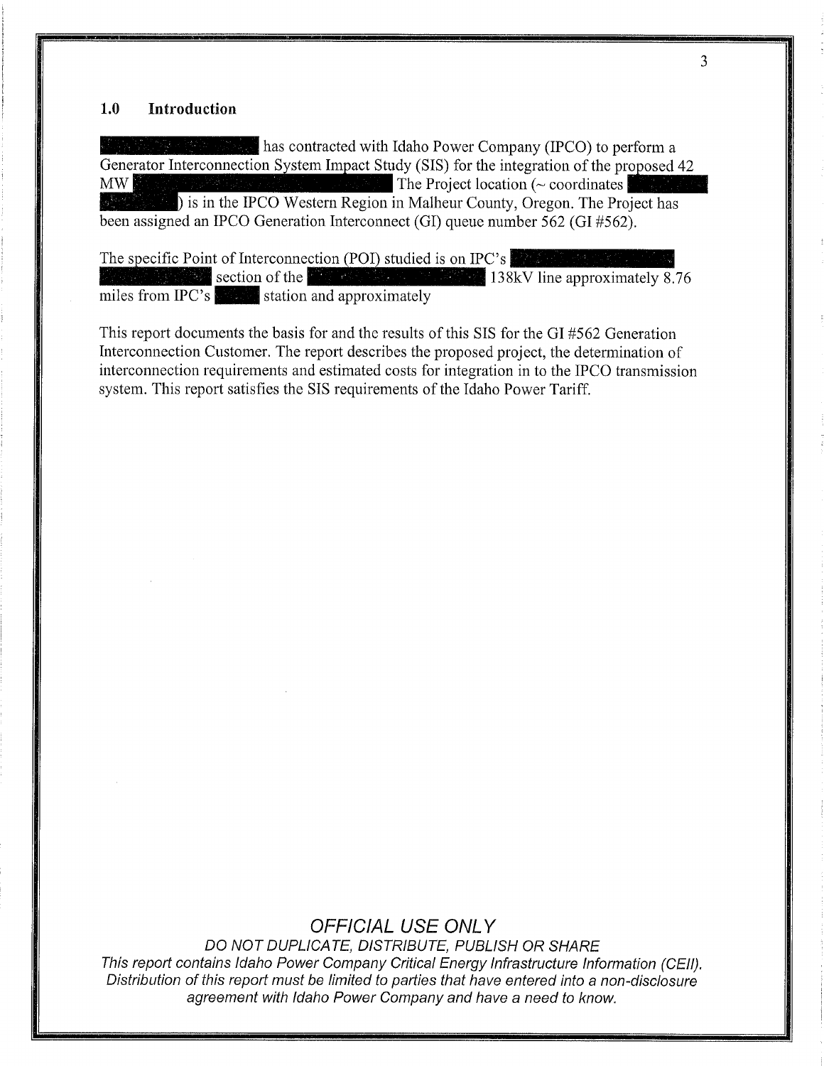## 1.0 Introduction

has contracted with Idaho Power Company (IPCO) to perform a Generator Interconnection System Impact Study (SIS) for the integration of the proposed 42 MW The Project location (~ coordinates ) is in the IPCO Western Region in Malheur County, Oregon. The Project has been assigned an IPCO Generation Interconnect (GI) queue number 562 (GI #562).

The specific Point of Interconnection (POI) studied is on IPC's section of the 138kV line approximately 8.76 miles from IPC's station and approximately

This report documents the basis for and the results of this SIS for the GI #562 Generation Interconnection Customer. The report describes the proposed project, the determination of interconnection requirements and estimated costs for integration in to the IPCO transmission system. This report satisfies the SIS requirements of the Idaho Power Tariff.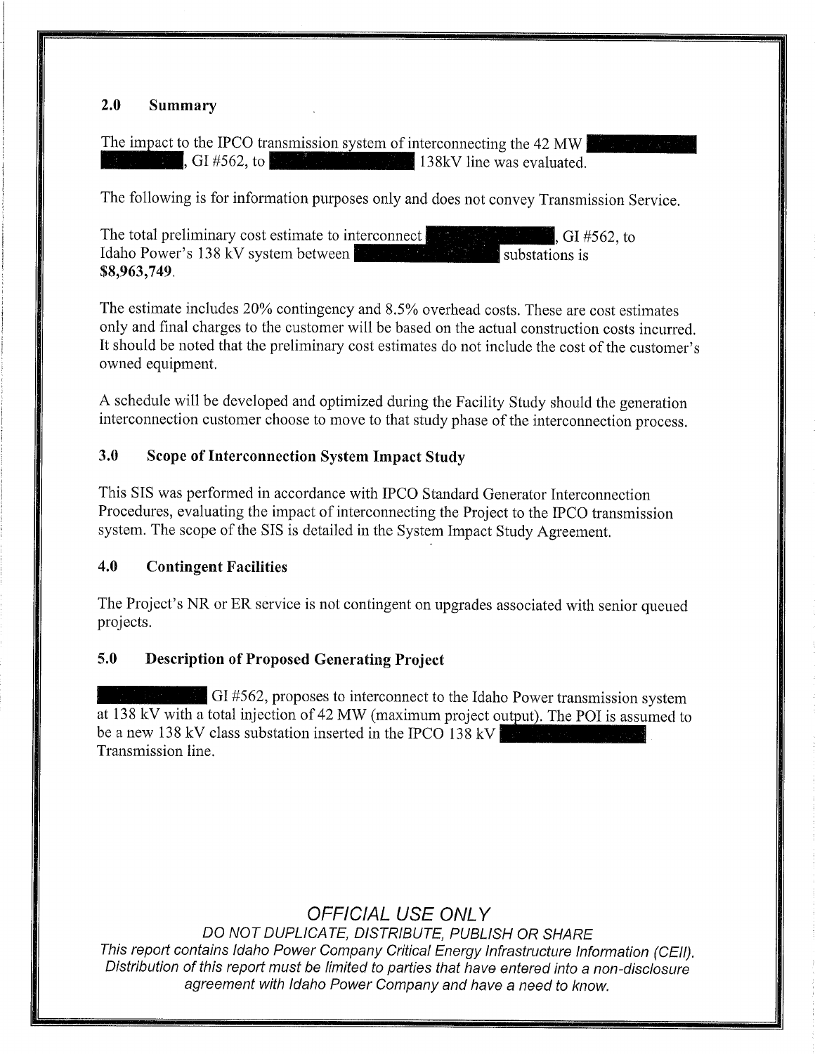## 2.0 Summary

The impact to the IPCO transmission system of interconnecting the 42 MW [REDACTED], GI #562, to [REDACTED] 138kV line was evaluated.

The following is for information purposes only and does not convey Transmission Service.

The total preliminary cost estimate to interconnect [REDACTED], GI #562, to Idaho Power's 138 kV system between [REDACTED] substations is **$8,963,749**.

The estimate includes 20% contingency and 8.5% overhead costs. These are cost estimates only and final charges to the customer will be based on the actual construction costs incurred. It should be noted that the preliminary cost estimates do not include the cost of the customer's owned equipment.

A schedule will be developed and optimized during the Facility Study should the generation interconnection customer choose to move to that study phase of the interconnection process.

## 3.0 Scope of Interconnection System Impact Study

This SIS was performed in accordance with IPCO Standard Generator Interconnection Procedures, evaluating the impact of interconnecting the Project to the IPCO transmission system. The scope of the SIS is detailed in the System Impact Study Agreement.

## 4.0 Contingent Facilities

The Project's NR or ER service is not contingent on upgrades associated with senior queued projects.

## 5.0 Description of Proposed Generating Project

[REDACTED] GI #562, proposes to interconnect to the Idaho Power transmission system at 138 kV with a total injection of 42 MW (maximum project output). The POI is assumed to be a new 138 kV class substation inserted in the IPCO 138 kV [REDACTED] Transmission line.

*OFFICIAL USE ONLY*

*DO NOT DUPLICATE, DISTRIBUTE, PUBLISH OR SHARE*

*This report contains Idaho Power Company Critical Energy Infrastructure Information (CEII). Distribution of this report must be limited to parties that have entered into a non-disclosure agreement with Idaho Power Company and have a need to know.*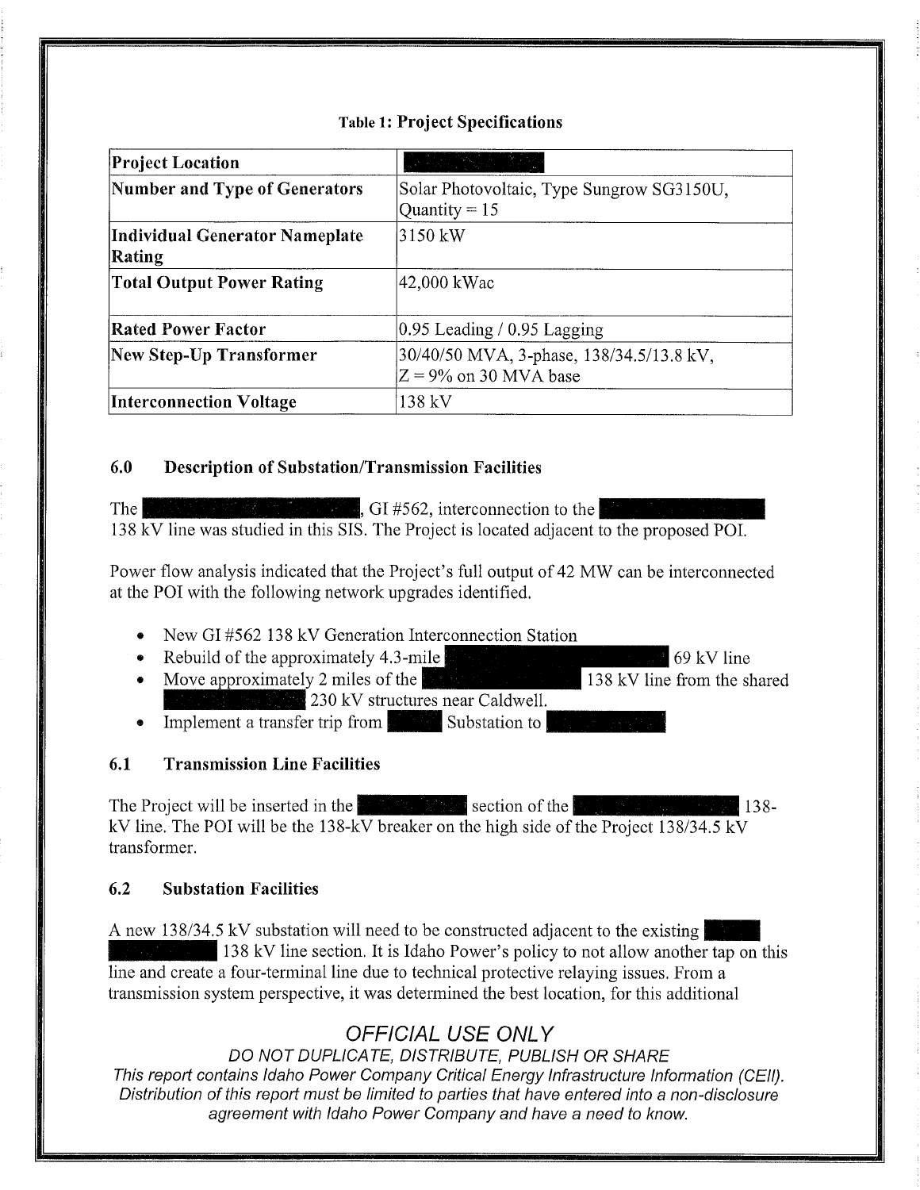**Table 1: Project Specifications**

| | |
|---|---|
| **Project Location** | |
| **Number and Type of Generators** | Solar Photovoltaic, Type Sungrow SG3150U, Quantity = 15 |
| **Individual Generator Nameplate Rating** | 3150 kW |
| **Total Output Power Rating** | 42,000 kWac |
| **Rated Power Factor** | 0.95 Leading / 0.95 Lagging |
| **New Step-Up Transformer** | 30/40/50 MVA, 3-phase, 138/34.5/13.8 kV, Z = 9% on 30 MVA base |
| **Interconnection Voltage** | 138 kV |

## 6.0 Description of Substation/Transmission Facilities

The , GI #562, interconnection to the 138 kV line was studied in this SIS. The Project is located adjacent to the proposed POI.

Power flow analysis indicated that the Project's full output of 42 MW can be interconnected at the POI with the following network upgrades identified.

- New GI #562 138 kV Generation Interconnection Station
- Rebuild of the approximately 4.3-mile 69 kV line
- Move approximately 2 miles of the 138 kV line from the shared 230 kV structures near Caldwell.
- Implement a transfer trip from Substation to

## 6.1 Transmission Line Facilities

The Project will be inserted in the section of the 138-kV line. The POI will be the 138-kV breaker on the high side of the Project 138/34.5 kV transformer.

## 6.2 Substation Facilities

A new 138/34.5 kV substation will need to be constructed adjacent to the existing 138 kV line section. It is Idaho Power's policy to not allow another tap on this line and create a four-terminal line due to technical protective relaying issues. From a transmission system perspective, it was determined the best location, for this additional

*OFFICIAL USE ONLY*

*DO NOT DUPLICATE, DISTRIBUTE, PUBLISH OR SHARE*

*This report contains Idaho Power Company Critical Energy Infrastructure Information (CEII). Distribution of this report must be limited to parties that have entered into a non-disclosure agreement with Idaho Power Company and have a need to know.*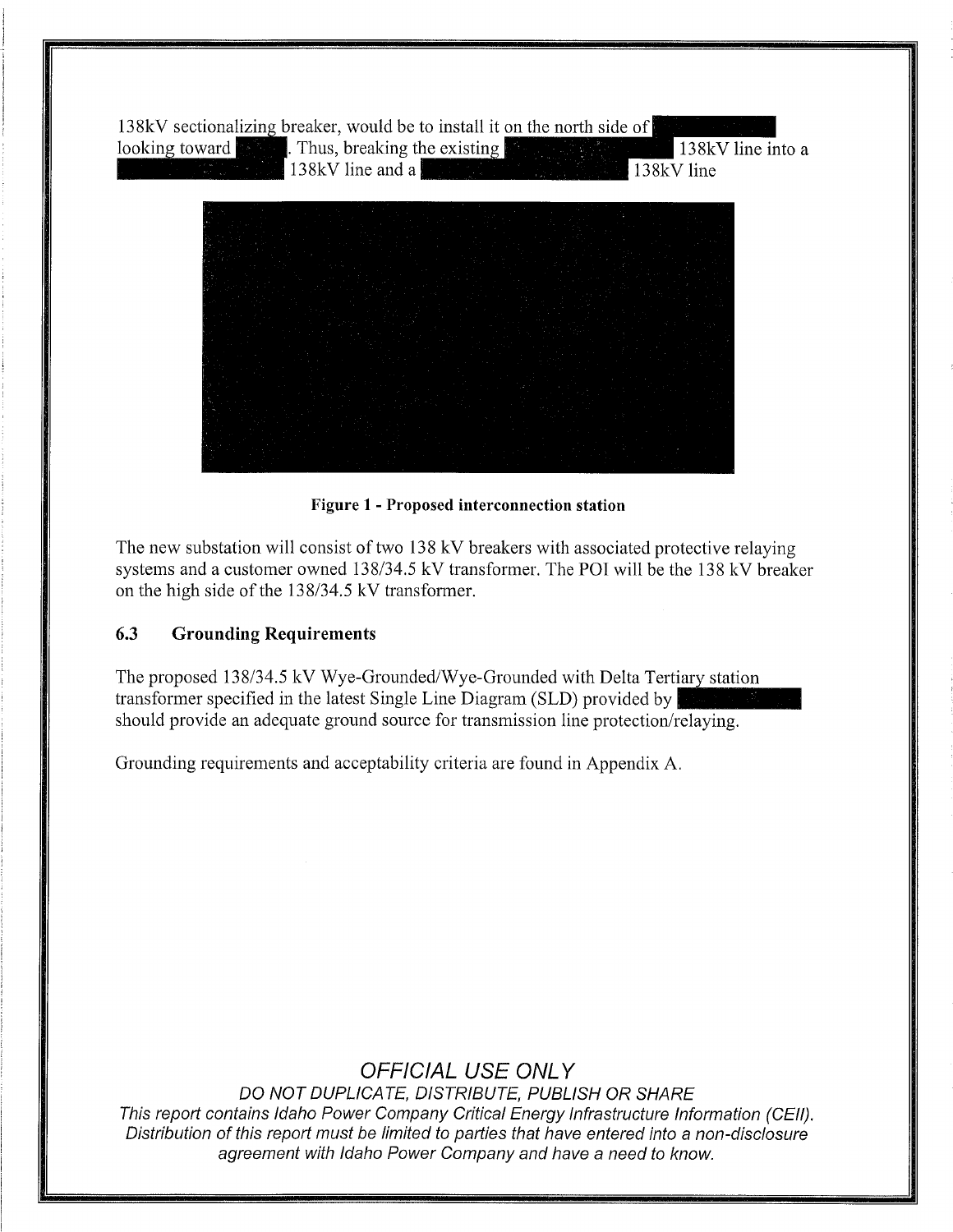138kV sectionalizing breaker, would be to install it on the north side of [REDACTED] looking toward [REDACTED]. Thus, breaking the existing [REDACTED] 138kV line into a [REDACTED] 138kV line and a [REDACTED] 138kV line

**Figure 1 - Proposed interconnection station**

The new substation will consist of two 138 kV breakers with associated protective relaying systems and a customer owned 138/34.5 kV transformer. The POI will be the 138 kV breaker on the high side of the 138/34.5 kV transformer.

### 6.3 Grounding Requirements

The proposed 138/34.5 kV Wye-Grounded/Wye-Grounded with Delta Tertiary station transformer specified in the latest Single Line Diagram (SLD) provided by [REDACTED] should provide an adequate ground source for transmission line protection/relaying.

Grounding requirements and acceptability criteria are found in Appendix A.

*OFFICIAL USE ONLY*

*DO NOT DUPLICATE, DISTRIBUTE, PUBLISH OR SHARE*

*This report contains Idaho Power Company Critical Energy Infrastructure Information (CEII). Distribution of this report must be limited to parties that have entered into a non-disclosure agreement with Idaho Power Company and have a need to know.*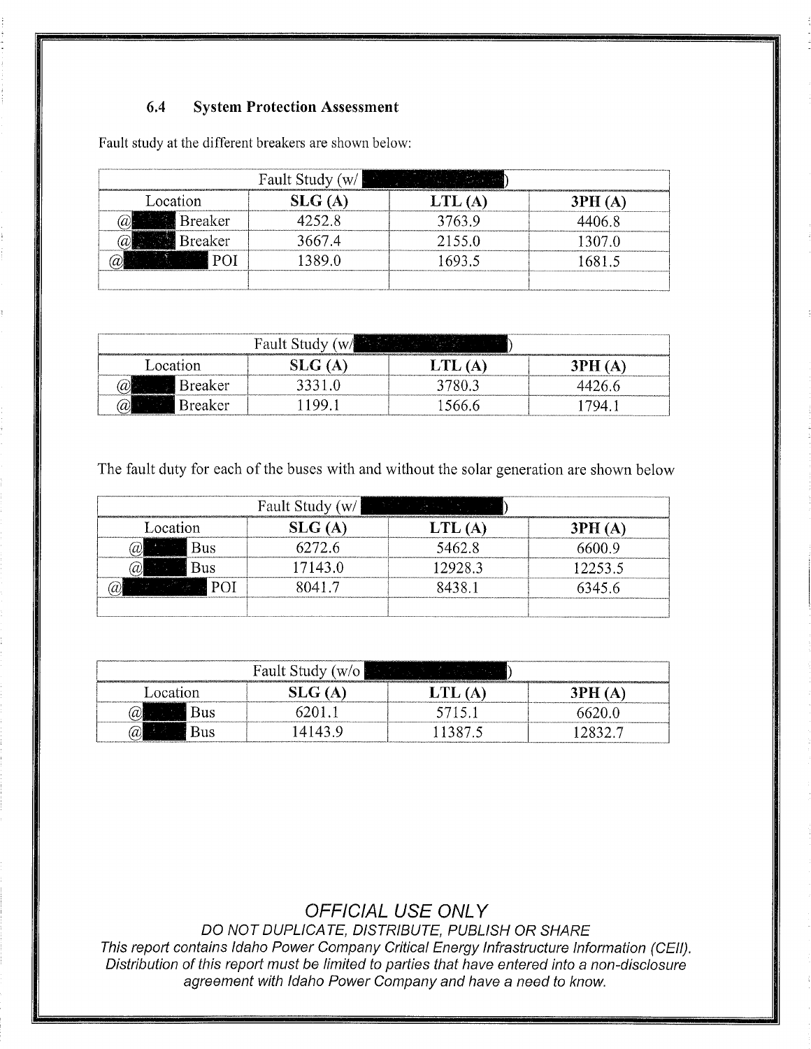### 6.4 System Protection Assessment

Fault study at the different breakers are shown below:

| Fault Study (w/ ██████) | | | |
|---|---|---|---|
| Location | **SLG (A)** | **LTL (A)** | **3PH (A)** |
| @████ Breaker | 4252.8 | 3763.9 | 4406.8 |
| @████ Breaker | 3667.4 | 2155.0 | 1307.0 |
| @██████ POI | 1389.0 | 1693.5 | 1681.5 |
| | | | |

| Fault Study (w/██████) | | | |
|---|---|---|---|
| Location | **SLG (A)** | **LTL (A)** | **3PH (A)** |
| @████ Breaker | 3331.0 | 3780.3 | 4426.6 |
| @████ Breaker | 1199.1 | 1566.6 | 1794.1 |

The fault duty for each of the buses with and without the solar generation are shown below

| Fault Study (w/ ██████) | | | |
|---|---|---|---|
| Location | **SLG (A)** | **LTL (A)** | **3PH (A)** |
| @████ Bus | 6272.6 | 5462.8 | 6600.9 |
| @████ Bus | 17143.0 | 12928.3 | 12253.5 |
| @██████ POI | 8041.7 | 8438.1 | 6345.6 |
| | | | |

| Fault Study (w/o ██████) | | | |
|---|---|---|---|
| Location | **SLG (A)** | **LTL (A)** | **3PH (A)** |
| @████ Bus | 6201.1 | 5715.1 | 6620.0 |
| @████ Bus | 14143.9 | 11387.5 | 12832.7 |

*OFFICIAL USE ONLY*

*DO NOT DUPLICATE, DISTRIBUTE, PUBLISH OR SHARE*

*This report contains Idaho Power Company Critical Energy Infrastructure Information (CEII). Distribution of this report must be limited to parties that have entered into a non-disclosure agreement with Idaho Power Company and have a need to know.*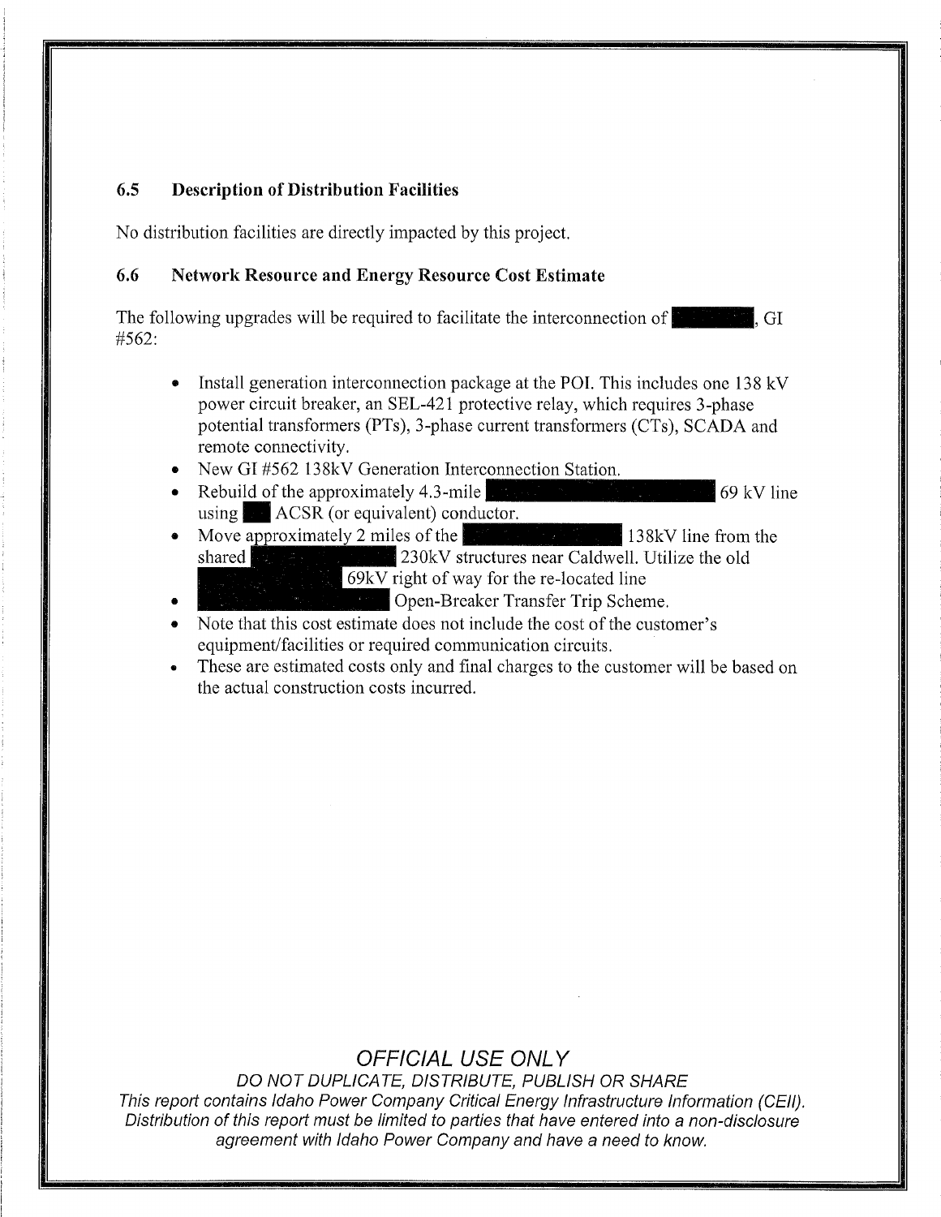### 6.5 Description of Distribution Facilities

No distribution facilities are directly impacted by this project.

### 6.6 Network Resource and Energy Resource Cost Estimate

The following upgrades will be required to facilitate the interconnection of [REDACTED], GI #562:

- Install generation interconnection package at the POI. This includes one 138 kV power circuit breaker, an SEL-421 protective relay, which requires 3-phase potential transformers (PTs), 3-phase current transformers (CTs), SCADA and remote connectivity.
- New GI #562 138kV Generation Interconnection Station.
- Rebuild of the approximately 4.3-mile [REDACTED] 69 kV line using [REDACTED] ACSR (or equivalent) conductor.
- Move approximately 2 miles of the [REDACTED] 138kV line from the shared [REDACTED] 230kV structures near Caldwell. Utilize the old [REDACTED] 69kV right of way for the re-located line
- [REDACTED] Open-Breaker Transfer Trip Scheme.
- Note that this cost estimate does not include the cost of the customer's equipment/facilities or required communication circuits.
- These are estimated costs only and final charges to the customer will be based on the actual construction costs incurred.

*OFFICIAL USE ONLY*

*DO NOT DUPLICATE, DISTRIBUTE, PUBLISH OR SHARE*

*This report contains Idaho Power Company Critical Energy Infrastructure Information (CEII). Distribution of this report must be limited to parties that have entered into a non-disclosure agreement with Idaho Power Company and have a need to know.*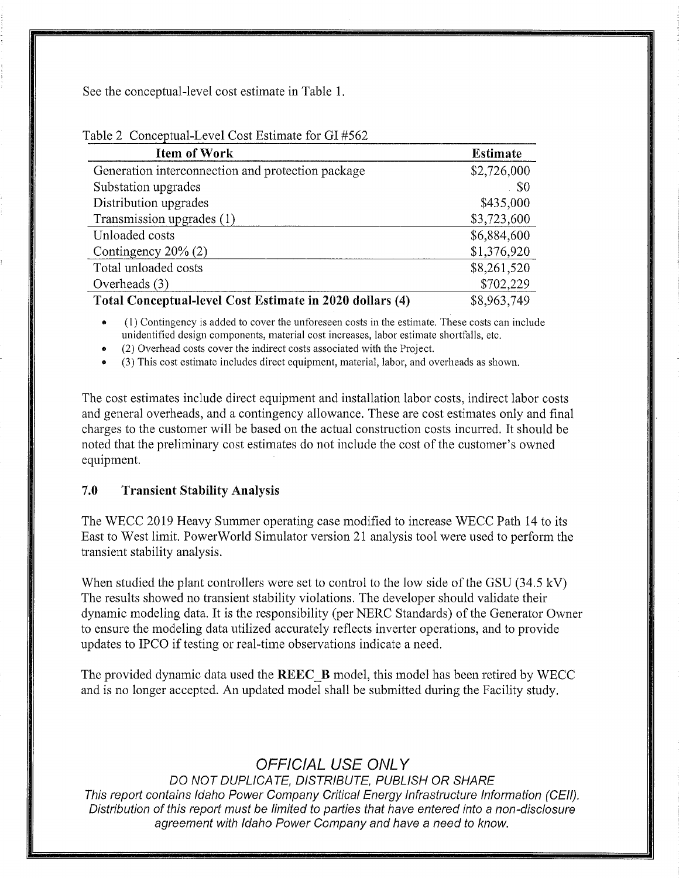See the conceptual-level cost estimate in Table 1.

Table 2 Conceptual-Level Cost Estimate for GI #562

| Item of Work | Estimate |
|---|---|
| Generation interconnection and protection package | $2,726,000 |
| Substation upgrades | $0 |
| Distribution upgrades | $435,000 |
| Transmission upgrades (1) | $3,723,600 |
| Unloaded costs | $6,884,600 |
| Contingency 20% (2) | $1,376,920 |
| Total unloaded costs | $8,261,520 |
| Overheads (3) | $702,229 |
| **Total Conceptual-level Cost Estimate in 2020 dollars (4)** | $8,963,749 |

- (1) Contingency is added to cover the unforeseen costs in the estimate. These costs can include unidentified design components, material cost increases, labor estimate shortfalls, etc.
- (2) Overhead costs cover the indirect costs associated with the Project.
- (3) This cost estimate includes direct equipment, material, labor, and overheads as shown.

The cost estimates include direct equipment and installation labor costs, indirect labor costs and general overheads, and a contingency allowance. These are cost estimates only and final charges to the customer will be based on the actual construction costs incurred. It should be noted that the preliminary cost estimates do not include the cost of the customer's owned equipment.

### 7.0 Transient Stability Analysis

The WECC 2019 Heavy Summer operating case modified to increase WECC Path 14 to its East to West limit. PowerWorld Simulator version 21 analysis tool were used to perform the transient stability analysis.

When studied the plant controllers were set to control to the low side of the GSU (34.5 kV) The results showed no transient stability violations. The developer should validate their dynamic modeling data. It is the responsibility (per NERC Standards) of the Generator Owner to ensure the modeling data utilized accurately reflects inverter operations, and to provide updates to IPCO if testing or real-time observations indicate a need.

The provided dynamic data used the **REEC_B** model, this model has been retired by WECC and is no longer accepted. An updated model shall be submitted during the Facility study.

*OFFICIAL USE ONLY*

*DO NOT DUPLICATE, DISTRIBUTE, PUBLISH OR SHARE*

*This report contains Idaho Power Company Critical Energy Infrastructure Information (CEII). Distribution of this report must be limited to parties that have entered into a non-disclosure agreement with Idaho Power Company and have a need to know.*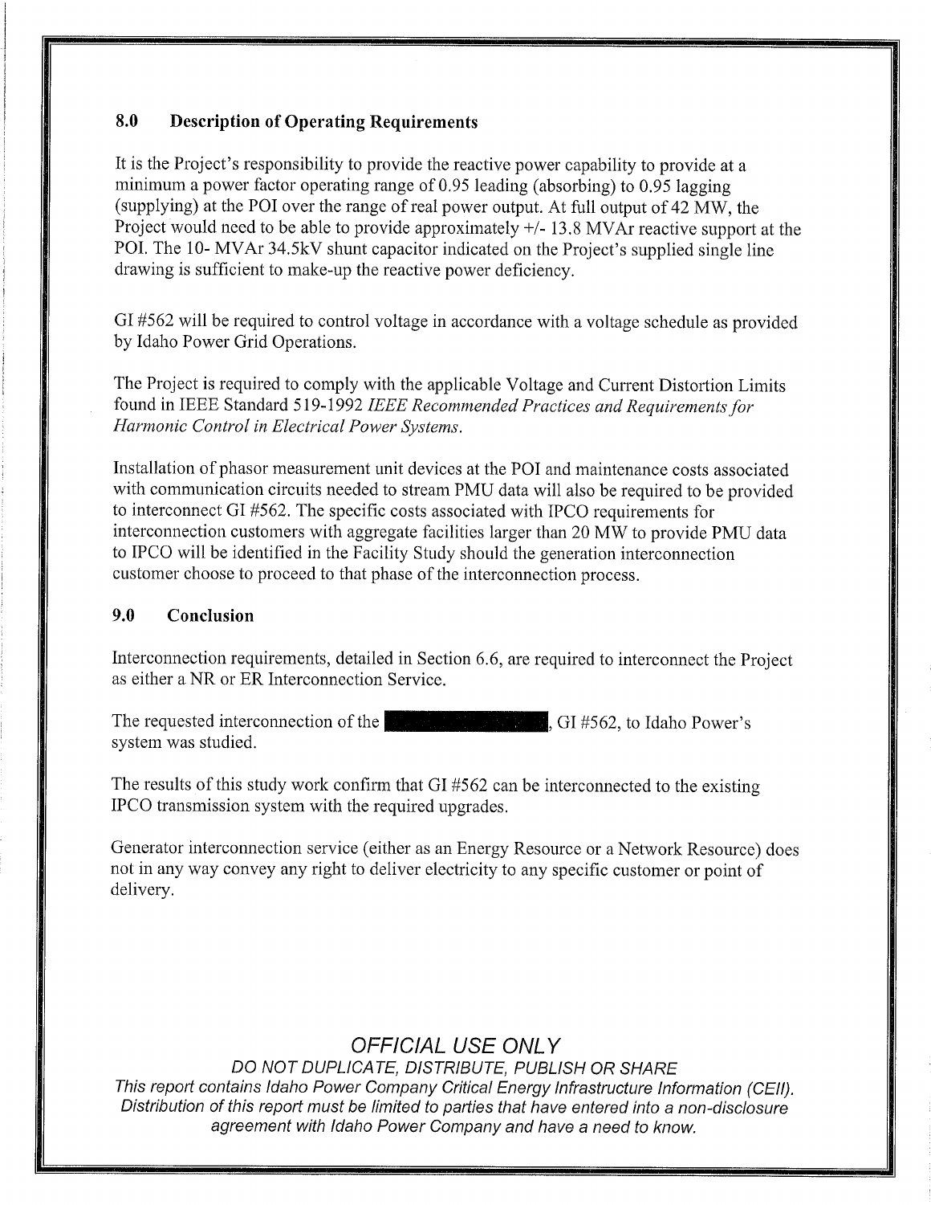## 8.0 Description of Operating Requirements

It is the Project's responsibility to provide the reactive power capability to provide at a minimum a power factor operating range of 0.95 leading (absorbing) to 0.95 lagging (supplying) at the POI over the range of real power output. At full output of 42 MW, the Project would need to be able to provide approximately +/- 13.8 MVAr reactive support at the POI. The 10- MVAr 34.5kV shunt capacitor indicated on the Project's supplied single line drawing is sufficient to make-up the reactive power deficiency.

GI #562 will be required to control voltage in accordance with a voltage schedule as provided by Idaho Power Grid Operations.

The Project is required to comply with the applicable Voltage and Current Distortion Limits found in IEEE Standard 519-1992 *IEEE Recommended Practices and Requirements for Harmonic Control in Electrical Power Systems*.

Installation of phasor measurement unit devices at the POI and maintenance costs associated with communication circuits needed to stream PMU data will also be required to be provided to interconnect GI #562. The specific costs associated with IPCO requirements for interconnection customers with aggregate facilities larger than 20 MW to provide PMU data to IPCO will be identified in the Facility Study should the generation interconnection customer choose to proceed to that phase of the interconnection process.

## 9.0 Conclusion

Interconnection requirements, detailed in Section 6.6, are required to interconnect the Project as either a NR or ER Interconnection Service.

The requested interconnection of the [REDACTED], GI #562, to Idaho Power's system was studied.

The results of this study work confirm that GI #562 can be interconnected to the existing IPCO transmission system with the required upgrades.

Generator interconnection service (either as an Energy Resource or a Network Resource) does not in any way convey any right to deliver electricity to any specific customer or point of delivery.

*OFFICIAL USE ONLY*

*DO NOT DUPLICATE, DISTRIBUTE, PUBLISH OR SHARE*

*This report contains Idaho Power Company Critical Energy Infrastructure Information (CEII). Distribution of this report must be limited to parties that have entered into a non-disclosure agreement with Idaho Power Company and have a need to know.*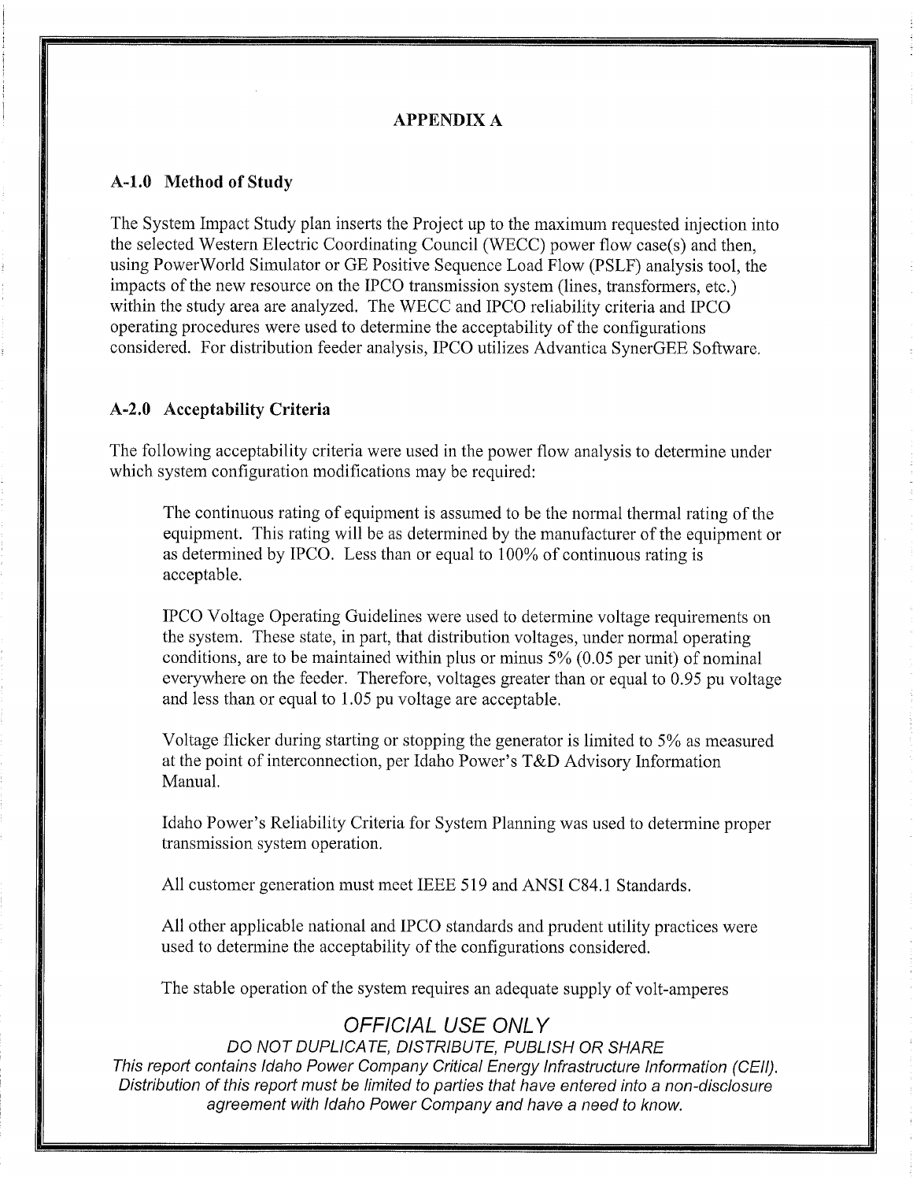## APPENDIX A

### A-1.0 Method of Study

The System Impact Study plan inserts the Project up to the maximum requested injection into the selected Western Electric Coordinating Council (WECC) power flow case(s) and then, using PowerWorld Simulator or GE Positive Sequence Load Flow (PSLF) analysis tool, the impacts of the new resource on the IPCO transmission system (lines, transformers, etc.) within the study area are analyzed. The WECC and IPCO reliability criteria and IPCO operating procedures were used to determine the acceptability of the configurations considered. For distribution feeder analysis, IPCO utilizes Advantica SynerGEE Software.

### A-2.0 Acceptability Criteria

The following acceptability criteria were used in the power flow analysis to determine under which system configuration modifications may be required:

The continuous rating of equipment is assumed to be the normal thermal rating of the equipment. This rating will be as determined by the manufacturer of the equipment or as determined by IPCO. Less than or equal to 100% of continuous rating is acceptable.

IPCO Voltage Operating Guidelines were used to determine voltage requirements on the system. These state, in part, that distribution voltages, under normal operating conditions, are to be maintained within plus or minus 5% (0.05 per unit) of nominal everywhere on the feeder. Therefore, voltages greater than or equal to 0.95 pu voltage and less than or equal to 1.05 pu voltage are acceptable.

Voltage flicker during starting or stopping the generator is limited to 5% as measured at the point of interconnection, per Idaho Power's T&D Advisory Information Manual.

Idaho Power's Reliability Criteria for System Planning was used to determine proper transmission system operation.

All customer generation must meet IEEE 519 and ANSI C84.1 Standards.

All other applicable national and IPCO standards and prudent utility practices were used to determine the acceptability of the configurations considered.

The stable operation of the system requires an adequate supply of volt-amperes

*OFFICIAL USE ONLY*

*DO NOT DUPLICATE, DISTRIBUTE, PUBLISH OR SHARE*

*This report contains Idaho Power Company Critical Energy Infrastructure Information (CEII). Distribution of this report must be limited to parties that have entered into a non-disclosure agreement with Idaho Power Company and have a need to know.*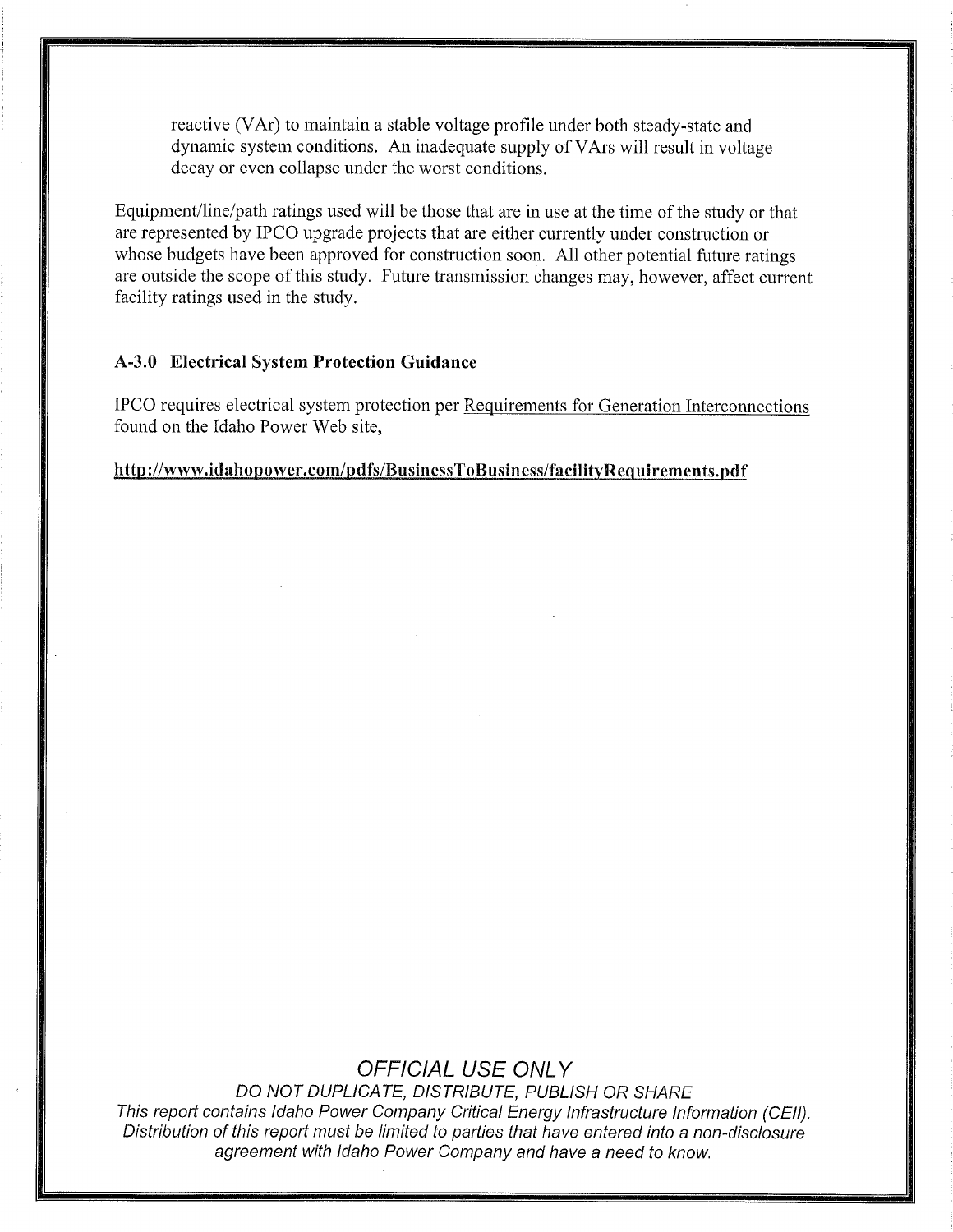reactive (VAr) to maintain a stable voltage profile under both steady-state and dynamic system conditions. An inadequate supply of VArs will result in voltage decay or even collapse under the worst conditions.

Equipment/line/path ratings used will be those that are in use at the time of the study or that are represented by IPCO upgrade projects that are either currently under construction or whose budgets have been approved for construction soon. All other potential future ratings are outside the scope of this study. Future transmission changes may, however, affect current facility ratings used in the study.

### A-3.0 Electrical System Protection Guidance

IPCO requires electrical system protection per Requirements for Generation Interconnections found on the Idaho Power Web site,

**http://www.idahopower.com/pdfs/BusinessToBusiness/facilityRequirements.pdf**

*OFFICIAL USE ONLY*

*DO NOT DUPLICATE, DISTRIBUTE, PUBLISH OR SHARE*

*This report contains Idaho Power Company Critical Energy Infrastructure Information (CEII). Distribution of this report must be limited to parties that have entered into a non-disclosure agreement with Idaho Power Company and have a need to know.*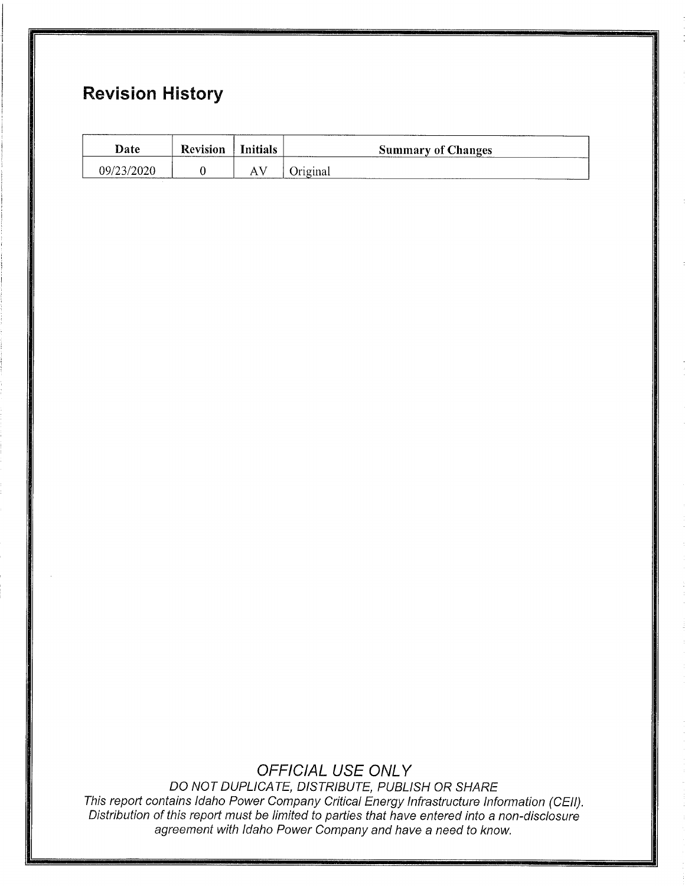## Revision History

| Date | Revision | Initials | Summary of Changes |
|---|---|---|---|
| 09/23/2020 | 0 | AV | Original |

*OFFICIAL USE ONLY*

*DO NOT DUPLICATE, DISTRIBUTE, PUBLISH OR SHARE*

*This report contains Idaho Power Company Critical Energy Infrastructure Information (CEII). Distribution of this report must be limited to parties that have entered into a non-disclosure agreement with Idaho Power Company and have a need to know.*